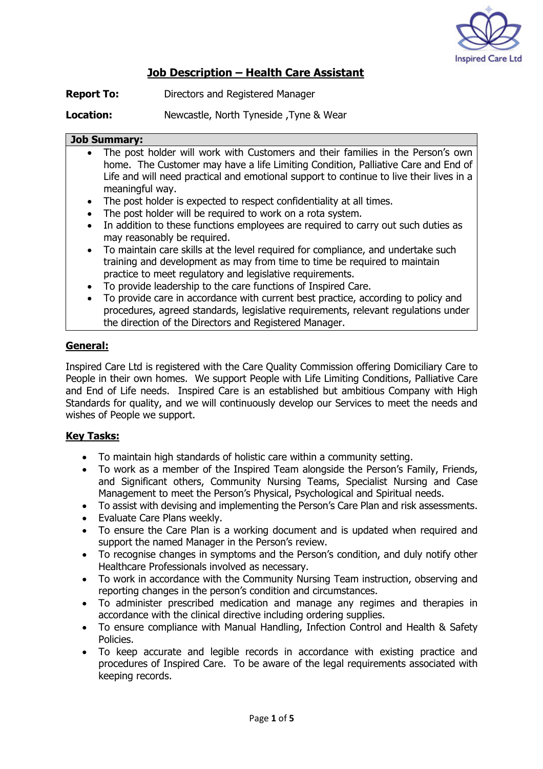# Job Description – Health Care Assistant

**Report To:** Directors and Registered Manager

**Location:** Newcastle, North Tyneside ,Tyne & Wear

**Job Summary:**

- The post holder will work with Customers and their families in the Person's own home. The Customer may have a life Limiting Condition, Palliative Care and End of Life and will need practical and emotional support to continue to live their lives in a meaningful way.
- The post holder is expected to respect confidentiality at all times.
- The post holder will be required to work on a rota system.
- In addition to these functions employees are required to carry out such duties as may reasonably be required.
- To maintain care skills at the level required for compliance, and undertake such training and development as may from time to time be required to maintain practice to meet regulatory and legislative requirements.
- To provide leadership to the care functions of Inspired Care.
- To provide care in accordance with current best practice, according to policy and procedures, agreed standards, legislative requirements, relevant regulations under the direction of the Directors and Registered Manager.

## General:

Inspired Care Ltd is registered with the Care Quality Commission offering Domiciliary Care to People in their own homes. We support People with Life Limiting Conditions, Palliative Care and End of Life needs. Inspired Care is an established but ambitious Company with High Standards for quality, and we will continuously develop our Services to meet the needs and wishes of People we support.

## Key Tasks:

- To maintain high standards of holistic care within a community setting.
- To work as a member of the Inspired Team alongside the Person's Family, Friends, and Significant others, Community Nursing Teams, Specialist Nursing and Case Management to meet the Person's Physical, Psychological and Spiritual needs.
- To assist with devising and implementing the Person's Care Plan and risk assessments.
- Evaluate Care Plans weekly.
- To ensure the Care Plan is a working document and is updated when required and support the named Manager in the Person's review.
- To recognise changes in symptoms and the Person's condition, and duly notify other Healthcare Professionals involved as necessary.
- To work in accordance with the Community Nursing Team instruction, observing and reporting changes in the person's condition and circumstances.
- To administer prescribed medication and manage any regimes and therapies in accordance with the clinical directive including ordering supplies.
- To ensure compliance with Manual Handling, Infection Control and Health & Safety Policies.
- To keep accurate and legible records in accordance with existing practice and procedures of Inspired Care. To be aware of the legal requirements associated with keeping records.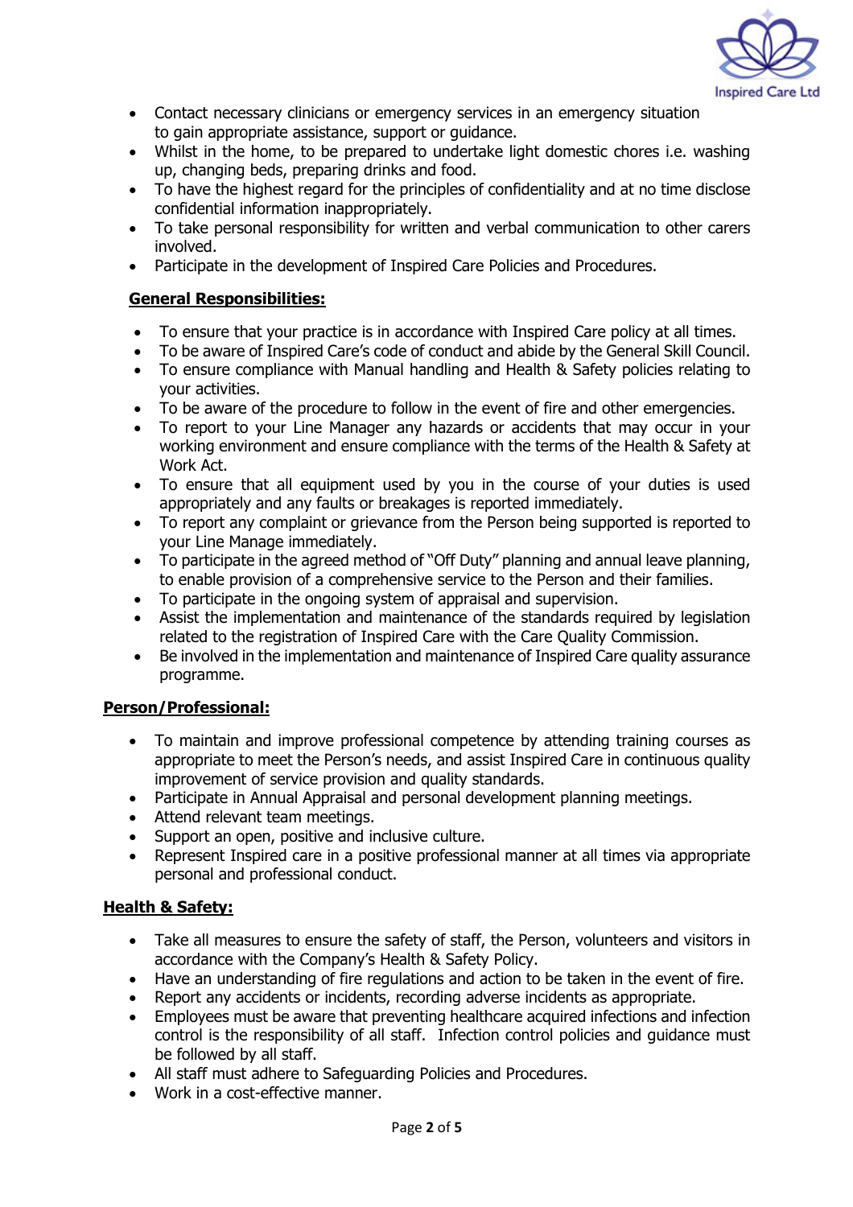- Contact necessary clinicians or emergency services in an emergency situation to gain appropriate assistance, support or guidance.
- Whilst in the home, to be prepared to undertake light domestic chores i.e. washing up, changing beds, preparing drinks and food.
- To have the highest regard for the principles of confidentiality and at no time disclose confidential information inappropriately.
- To take personal responsibility for written and verbal communication to other carers involved.
- Participate in the development of Inspired Care Policies and Procedures.

**General Responsibilities:**

- To ensure that your practice is in accordance with Inspired Care policy at all times.
- To be aware of Inspired Care's code of conduct and abide by the General Skill Council.
- To ensure compliance with Manual handling and Health & Safety policies relating to your activities.
- To be aware of the procedure to follow in the event of fire and other emergencies.
- To report to your Line Manager any hazards or accidents that may occur in your working environment and ensure compliance with the terms of the Health & Safety at Work Act.
- To ensure that all equipment used by you in the course of your duties is used appropriately and any faults or breakages is reported immediately.
- To report any complaint or grievance from the Person being supported is reported to your Line Manage immediately.
- To participate in the agreed method of "Off Duty" planning and annual leave planning, to enable provision of a comprehensive service to the Person and their families.
- To participate in the ongoing system of appraisal and supervision.
- Assist the implementation and maintenance of the standards required by legislation related to the registration of Inspired Care with the Care Quality Commission.
- Be involved in the implementation and maintenance of Inspired Care quality assurance programme.

**Person/Professional:**

- To maintain and improve professional competence by attending training courses as appropriate to meet the Person's needs, and assist Inspired Care in continuous quality improvement of service provision and quality standards.
- Participate in Annual Appraisal and personal development planning meetings.
- Attend relevant team meetings.
- Support an open, positive and inclusive culture.
- Represent Inspired care in a positive professional manner at all times via appropriate personal and professional conduct.

**Health & Safety:**

- Take all measures to ensure the safety of staff, the Person, volunteers and visitors in accordance with the Company's Health & Safety Policy.
- Have an understanding of fire regulations and action to be taken in the event of fire.
- Report any accidents or incidents, recording adverse incidents as appropriate.
- Employees must be aware that preventing healthcare acquired infections and infection control is the responsibility of all staff. Infection control policies and guidance must be followed by all staff.
- All staff must adhere to Safeguarding Policies and Procedures.
- Work in a cost-effective manner.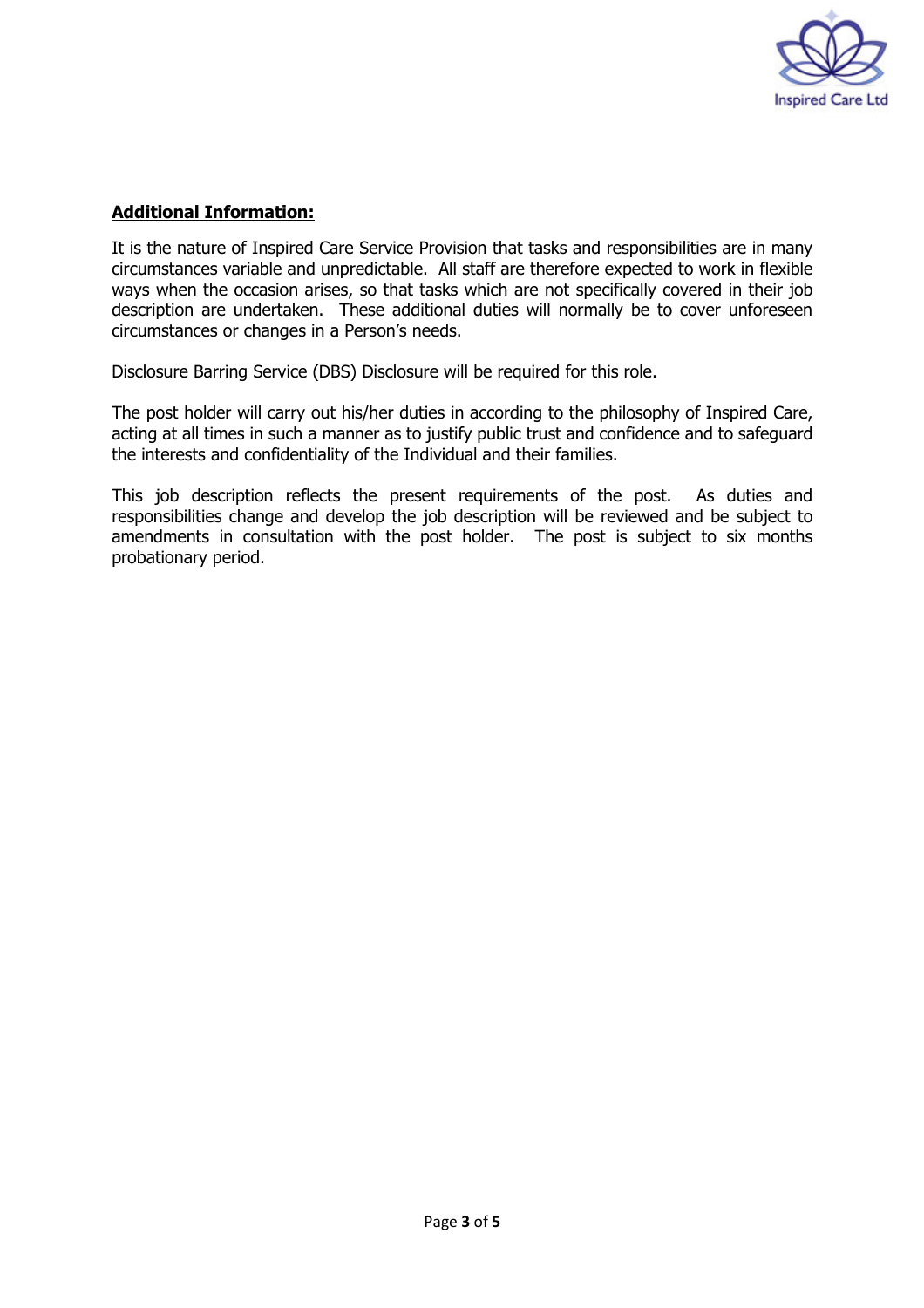**Additional Information:**

It is the nature of Inspired Care Service Provision that tasks and responsibilities are in many circumstances variable and unpredictable. All staff are therefore expected to work in flexible ways when the occasion arises, so that tasks which are not specifically covered in their job description are undertaken. These additional duties will normally be to cover unforeseen circumstances or changes in a Person's needs.

Disclosure Barring Service (DBS) Disclosure will be required for this role.

The post holder will carry out his/her duties in according to the philosophy of Inspired Care, acting at all times in such a manner as to justify public trust and confidence and to safeguard the interests and confidentiality of the Individual and their families.

This job description reflects the present requirements of the post. As duties and responsibilities change and develop the job description will be reviewed and be subject to amendments in consultation with the post holder. The post is subject to six months probationary period.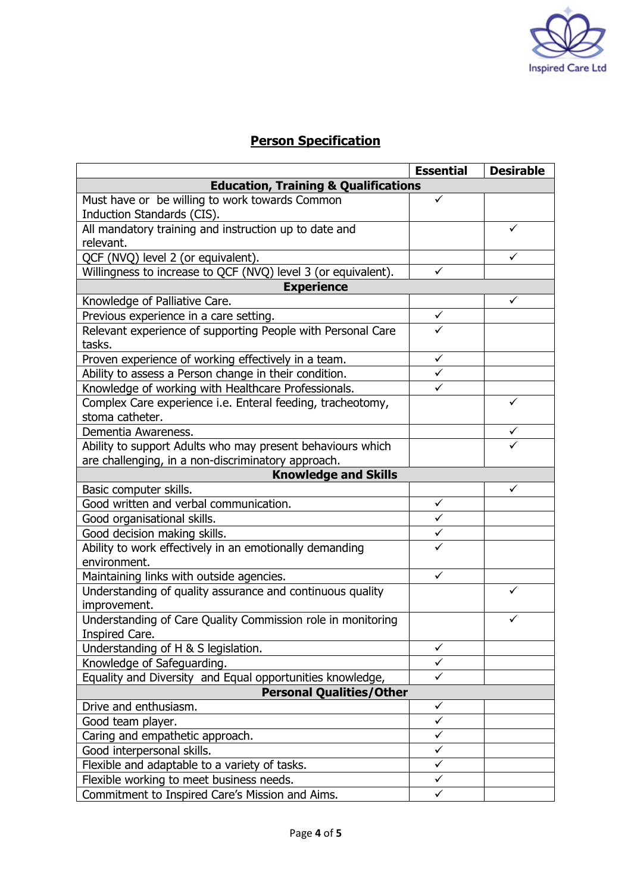## Person Specification

| | Essential | Desirable |
|---|---|---|
| **Education, Training & Qualifications** | | |
| Must have or be willing to work towards Common Induction Standards (CIS). | ✓ | |
| All mandatory training and instruction up to date and relevant. | | ✓ |
| QCF (NVQ) level 2 (or equivalent). | | ✓ |
| Willingness to increase to QCF (NVQ) level 3 (or equivalent). | ✓ | |
| **Experience** | | |
| Knowledge of Palliative Care. | | ✓ |
| Previous experience in a care setting. | ✓ | |
| Relevant experience of supporting People with Personal Care tasks. | ✓ | |
| Proven experience of working effectively in a team. | ✓ | |
| Ability to assess a Person change in their condition. | ✓ | |
| Knowledge of working with Healthcare Professionals. | ✓ | |
| Complex Care experience i.e. Enteral feeding, tracheotomy, stoma catheter. | | ✓ |
| Dementia Awareness. | | ✓ |
| Ability to support Adults who may present behaviours which are challenging, in a non-discriminatory approach. | | ✓ |
| **Knowledge and Skills** | | |
| Basic computer skills. | | ✓ |
| Good written and verbal communication. | ✓ | |
| Good organisational skills. | ✓ | |
| Good decision making skills. | ✓ | |
| Ability to work effectively in an emotionally demanding environment. | ✓ | |
| Maintaining links with outside agencies. | ✓ | |
| Understanding of quality assurance and continuous quality improvement. | | ✓ |
| Understanding of Care Quality Commission role in monitoring Inspired Care. | | ✓ |
| Understanding of H & S legislation. | ✓ | |
| Knowledge of Safeguarding. | ✓ | |
| Equality and Diversity and Equal opportunities knowledge, | ✓ | |
| **Personal Qualities/Other** | | |
| Drive and enthusiasm. | ✓ | |
| Good team player. | ✓ | |
| Caring and empathetic approach. | ✓ | |
| Good interpersonal skills. | ✓ | |
| Flexible and adaptable to a variety of tasks. | ✓ | |
| Flexible working to meet business needs. | ✓ | |
| Commitment to Inspired Care's Mission and Aims. | ✓ | |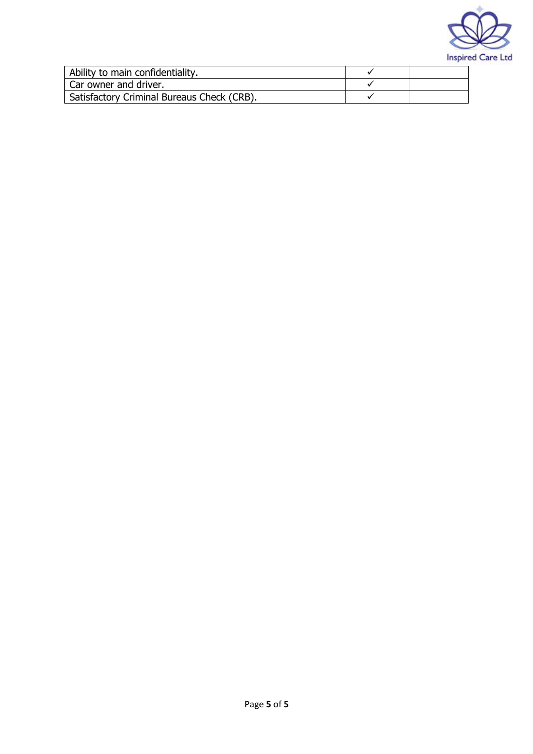| | | |
|---|---|---|
| Ability to main confidentiality. | ✓ | |
| Car owner and driver. | ✓ | |
| Satisfactory Criminal Bureaus Check (CRB). | ✓ | |